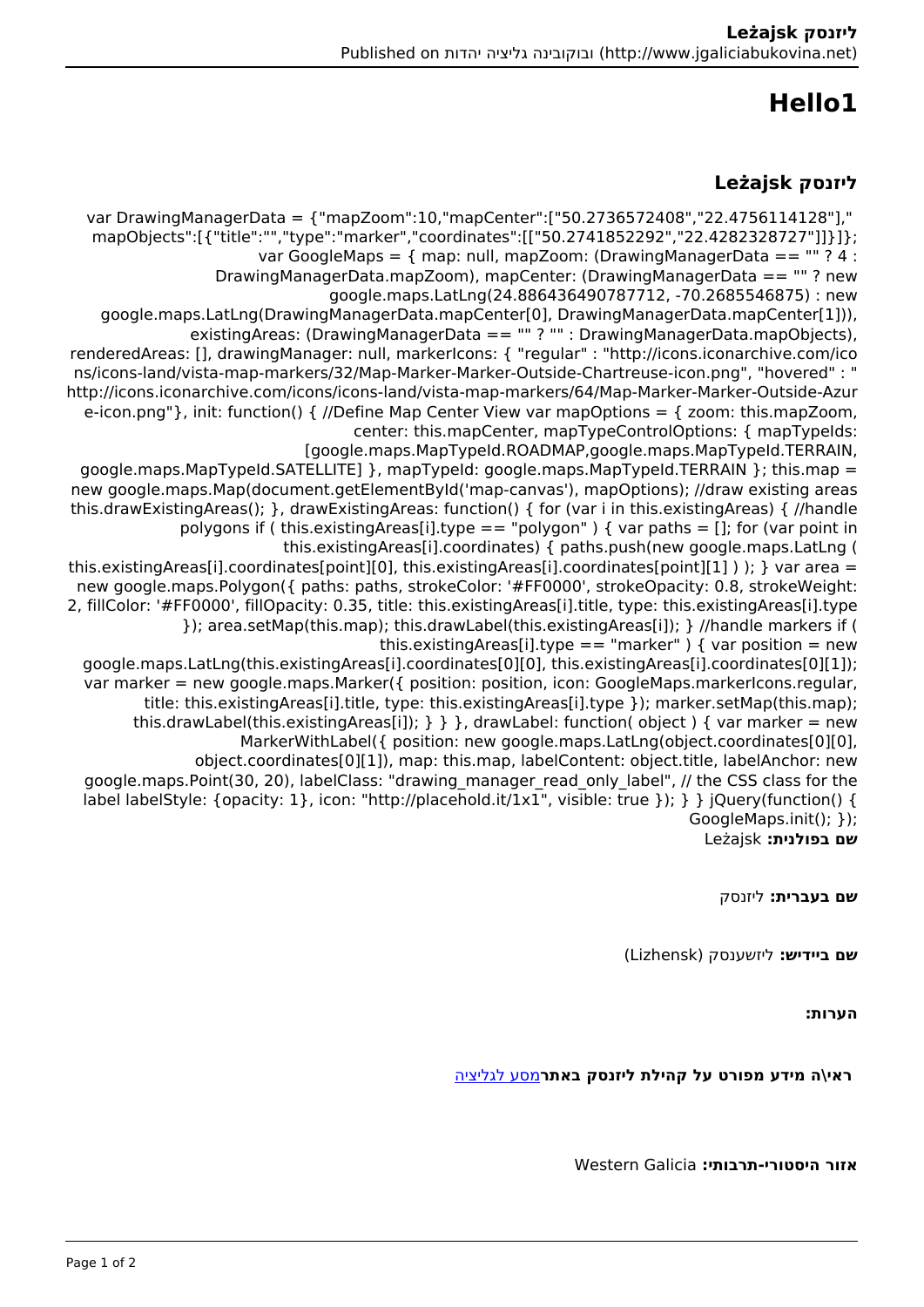# Hello1

## ליזנסק Leżajsk

var DrawingManagerData = {"mapZoom":10,"mapCenter":["50.2736572408","22.4756114128"]," mapObjects":[{"title":"","type":"marker","coordinates":[["50.2741852292","22.4282328727"]]}]}; var GoogleMaps = { map: null, mapZoom: (DrawingManagerData == "" ? 4 : DrawingManagerData.mapZoom), mapCenter: (DrawingManagerData == "" ? new google.maps.LatLng(24.886436490787712, -70.2685546875) : new google.maps.LatLng(DrawingManagerData.mapCenter[0], DrawingManagerData.mapCenter[1])), existingAreas: (DrawingManagerData == "" ? "" : DrawingManagerData.mapObjects), renderedAreas: [], drawingManager: null, markerIcons: { "regular" : "http://icons.iconarchive.com/icons/icons-land/vista-map-markers/32/Map-Marker-Marker-Outside-Chartreuse-icon.png", "hovered" : "http://icons.iconarchive.com/icons/icons-land/vista-map-markers/64/Map-Marker-Marker-Outside-Azure-icon.png"}, init: function() { //Define Map Center View var mapOptions = { zoom: this.mapZoom, center: this.mapCenter, mapTypeControlOptions: { mapTypeIds: [google.maps.MapTypeId.ROADMAP,google.maps.MapTypeId.TERRAIN, google.maps.MapTypeId.SATELLITE] }, mapTypeId: google.maps.MapTypeId.TERRAIN }; this.map = new google.maps.Map(document.getElementById('map-canvas'), mapOptions); //draw existing areas this.drawExistingAreas(); }, drawExistingAreas: function() { for (var i in this.existingAreas) { //handle polygons if ( this.existingAreas[i].type == "polygon" ) { var paths = []; for (var point in this.existingAreas[i].coordinates) { paths.push(new google.maps.LatLng ( this.existingAreas[i].coordinates[point][0], this.existingAreas[i].coordinates[point][1] ) ); } var area = new google.maps.Polygon({ paths: paths, strokeColor: '#FF0000', strokeOpacity: 0.8, strokeWeight: 2, fillColor: '#FF0000', fillOpacity: 0.35, title: this.existingAreas[i].title, type: this.existingAreas[i].type }); area.setMap(this.map); this.drawLabel(this.existingAreas[i]); } //handle markers if ( this.existingAreas[i].type == "marker" ) { var position = new google.maps.LatLng(this.existingAreas[i].coordinates[0][0], this.existingAreas[i].coordinates[0][1]); var marker = new google.maps.Marker({ position: position, icon: GoogleMaps.markerIcons.regular, title: this.existingAreas[i].title, type: this.existingAreas[i].type }); marker.setMap(this.map); this.drawLabel(this.existingAreas[i]); } } }, drawLabel: function( object ) { var marker = new MarkerWithLabel({ position: new google.maps.LatLng(object.coordinates[0][0], object.coordinates[0][1]), map: this.map, labelContent: object.title, labelAnchor: new google.maps.Point(30, 20), labelClass: "drawing_manager_read_only_label", // the CSS class for the label labelStyle: {opacity: 1}, icon: "http://placehold.it/1x1", visible: true }); } } jQuery(function() { GoogleMaps.init(); });

**שם בפולנית:** Leżajsk

**שם בעברית:** ליזנסק

**שם ביידיש:** ליזשענסק (Lizhensk)

**הערות:**

**ראי\ה מידע מפורט על קהילת ליזנסק באתר**מסע לגליציה

**אזור היסטורי-תרבותי:** Western Galicia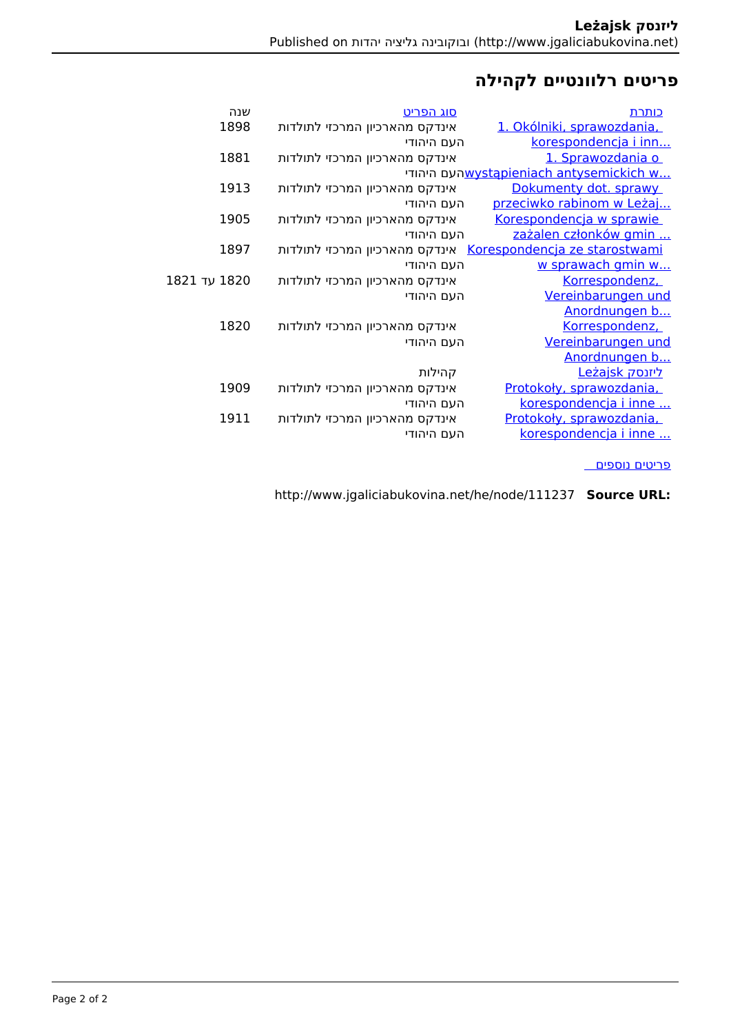## פריטים רלוונטיים לקהילה

| כותרת | סוג הפריט | שנה |
| --- | --- | --- |
| 1. Okólniki, sprawozdania, korespondencja i inn... | אינדקס מהארכיון המרכזי לתולדות העם היהודי | 1898 |
| 1. Sprawozdania o wystąpieniach antysemickich w... | אינדקס מהארכיון המרכזי לתולדות העם היהודי | 1881 |
| Dokumenty dot. sprawy przeciwko rabinom w Leżaj... | אינדקס מהארכיון המרכזי לתולדות העם היהודי | 1913 |
| Korespondencja w sprawie zażalen członków gmin ... | אינדקס מהארכיון המרכזי לתולדות העם היהודי | 1905 |
| Korespondencja ze starostwami w sprawach gmin w... | אינדקס מהארכיון המרכזי לתולדות העם היהודי | 1897 |
| Korrespondenz, Vereinbarungen und Anordnungen b... | אינדקס מהארכיון המרכזי לתולדות העם היהודי | 1820 עד 1821 |
| Korrespondenz, Vereinbarungen und Anordnungen b... | אינדקס מהארכיון המרכזי לתולדות העם היהודי | 1820 |
| ליז'נסק Leżajsk | קהילות | |
| Protokoły, sprawozdania, korespondencja i inne ... | אינדקס מהארכיון המרכזי לתולדות העם היהודי | 1909 |
| Protokoły, sprawozdania, korespondencja i inne ... | אינדקס מהארכיון המרכזי לתולדות העם היהודי | 1911 |

פריטים נוספים

**Source URL:** http://www.jgaliciabukovina.net/he/node/111237